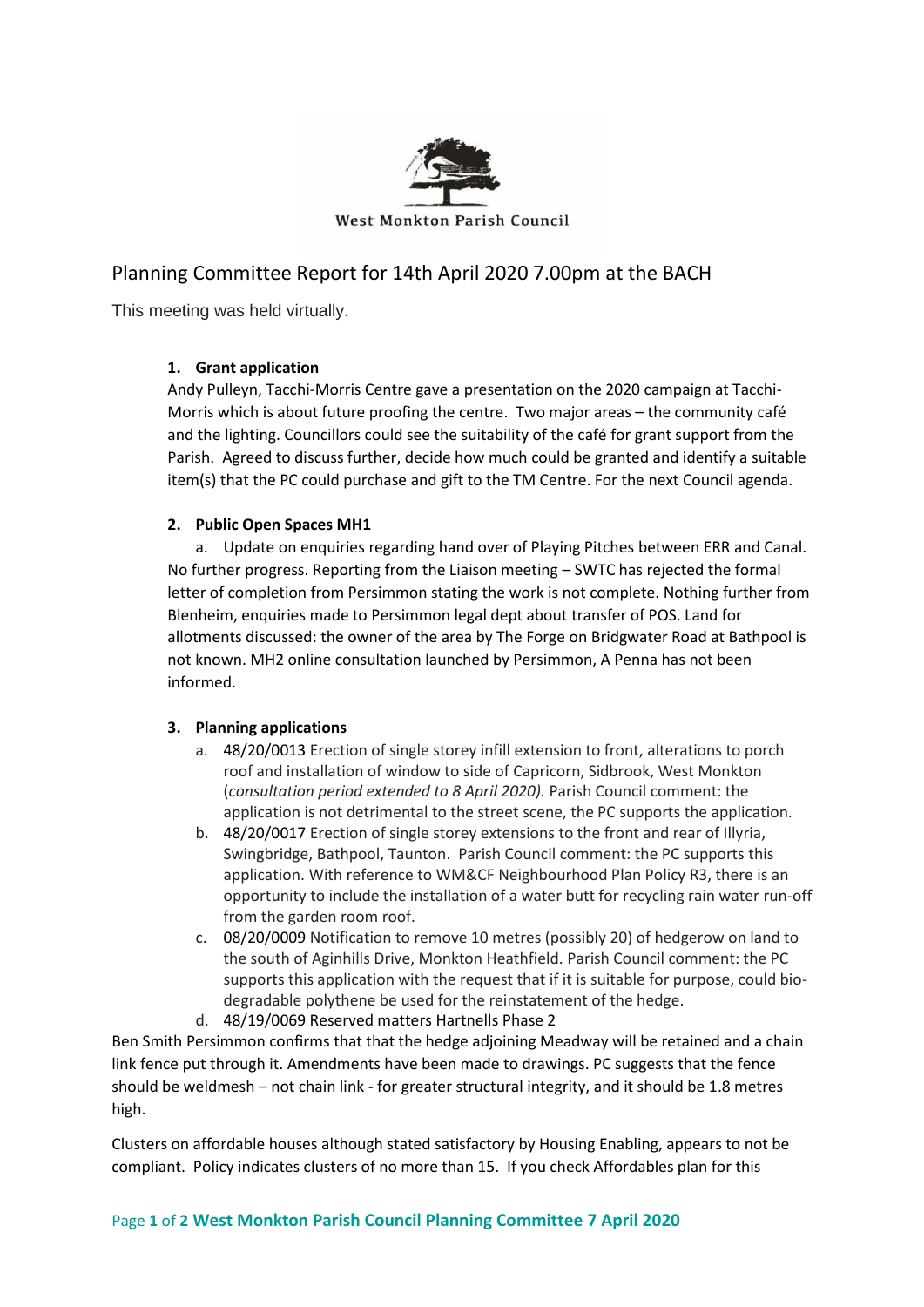West Monkton Parish Council

# Planning Committee Report for 14th April 2020 7.00pm at the BACH

This meeting was held virtually.

1. **Grant application**

   Andy Pulleyn, Tacchi-Morris Centre gave a presentation on the 2020 campaign at Tacchi-Morris which is about future proofing the centre. Two major areas – the community café and the lighting. Councillors could see the suitability of the café for grant support from the Parish. Agreed to discuss further, decide how much could be granted and identify a suitable item(s) that the PC could purchase and gift to the TM Centre. For the next Council agenda.

2. **Public Open Spaces MH1**

   a. Update on enquiries regarding hand over of Playing Pitches between ERR and Canal. No further progress. Reporting from the Liaison meeting – SWTC has rejected the formal letter of completion from Persimmon stating the work is not complete. Nothing further from Blenheim, enquiries made to Persimmon legal dept about transfer of POS. Land for allotments discussed: the owner of the area by The Forge on Bridgwater Road at Bathpool is not known. MH2 online consultation launched by Persimmon, A Penna has not been informed.

3. **Planning applications**

   a. 48/20/0013 Erection of single storey infill extension to front, alterations to porch roof and installation of window to side of Capricorn, Sidbrook, West Monkton (*consultation period extended to 8 April 2020).* Parish Council comment: the application is not detrimental to the street scene, the PC supports the application.

   b. 48/20/0017 Erection of single storey extensions to the front and rear of Illyria, Swingbridge, Bathpool, Taunton. Parish Council comment: the PC supports this application. With reference to WM&CF Neighbourhood Plan Policy R3, there is an opportunity to include the installation of a water butt for recycling rain water run-off from the garden room roof.

   c. 08/20/0009 Notification to remove 10 metres (possibly 20) of hedgerow on land to the south of Aginhills Drive, Monkton Heathfield. Parish Council comment: the PC supports this application with the request that if it is suitable for purpose, could bio-degradable polythene be used for the reinstatement of the hedge.

   d. 48/19/0069 Reserved matters Hartnells Phase 2

Ben Smith Persimmon confirms that that the hedge adjoining Meadway will be retained and a chain link fence put through it. Amendments have been made to drawings. PC suggests that the fence should be weldmesh – not chain link - for greater structural integrity, and it should be 1.8 metres high.

Clusters on affordable houses although stated satisfactory by Housing Enabling, appears to not be compliant. Policy indicates clusters of no more than 15. If you check Affordables plan for this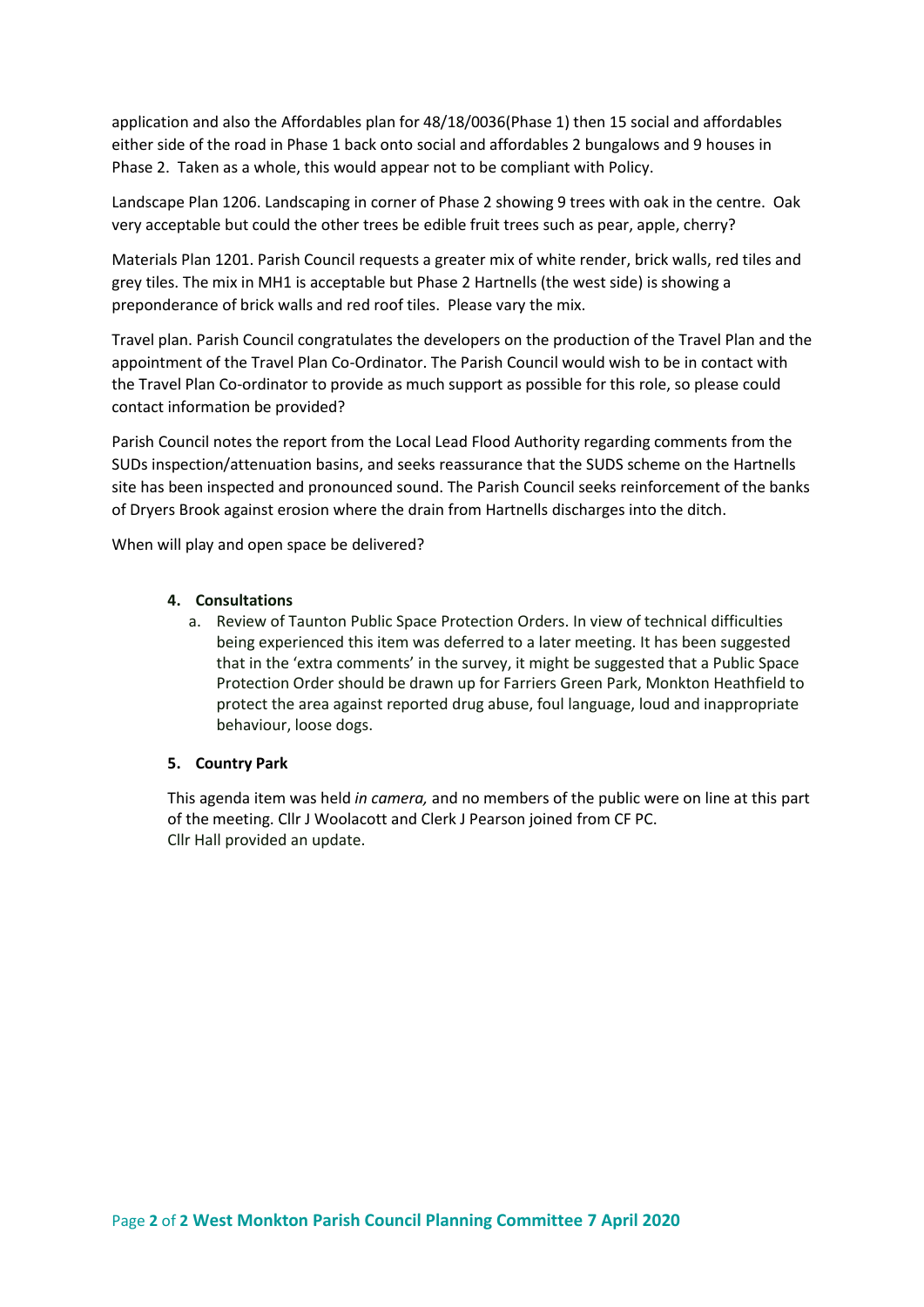application and also the Affordables plan for 48/18/0036(Phase 1) then 15 social and affordables either side of the road in Phase 1 back onto social and affordables 2 bungalows and 9 houses in Phase 2. Taken as a whole, this would appear not to be compliant with Policy.

Landscape Plan 1206. Landscaping in corner of Phase 2 showing 9 trees with oak in the centre. Oak very acceptable but could the other trees be edible fruit trees such as pear, apple, cherry?

Materials Plan 1201. Parish Council requests a greater mix of white render, brick walls, red tiles and grey tiles. The mix in MH1 is acceptable but Phase 2 Hartnells (the west side) is showing a preponderance of brick walls and red roof tiles. Please vary the mix.

Travel plan. Parish Council congratulates the developers on the production of the Travel Plan and the appointment of the Travel Plan Co-Ordinator. The Parish Council would wish to be in contact with the Travel Plan Co-ordinator to provide as much support as possible for this role, so please could contact information be provided?

Parish Council notes the report from the Local Lead Flood Authority regarding comments from the SUDs inspection/attenuation basins, and seeks reassurance that the SUDS scheme on the Hartnells site has been inspected and pronounced sound. The Parish Council seeks reinforcement of the banks of Dryers Brook against erosion where the drain from Hartnells discharges into the ditch.

When will play and open space be delivered?

**4. Consultations**

a. Review of Taunton Public Space Protection Orders. In view of technical difficulties being experienced this item was deferred to a later meeting. It has been suggested that in the 'extra comments' in the survey, it might be suggested that a Public Space Protection Order should be drawn up for Farriers Green Park, Monkton Heathfield to protect the area against reported drug abuse, foul language, loud and inappropriate behaviour, loose dogs.

**5. Country Park**

This agenda item was held *in camera,* and no members of the public were on line at this part of the meeting. Cllr J Woolacott and Clerk J Pearson joined from CF PC.
Cllr Hall provided an update.